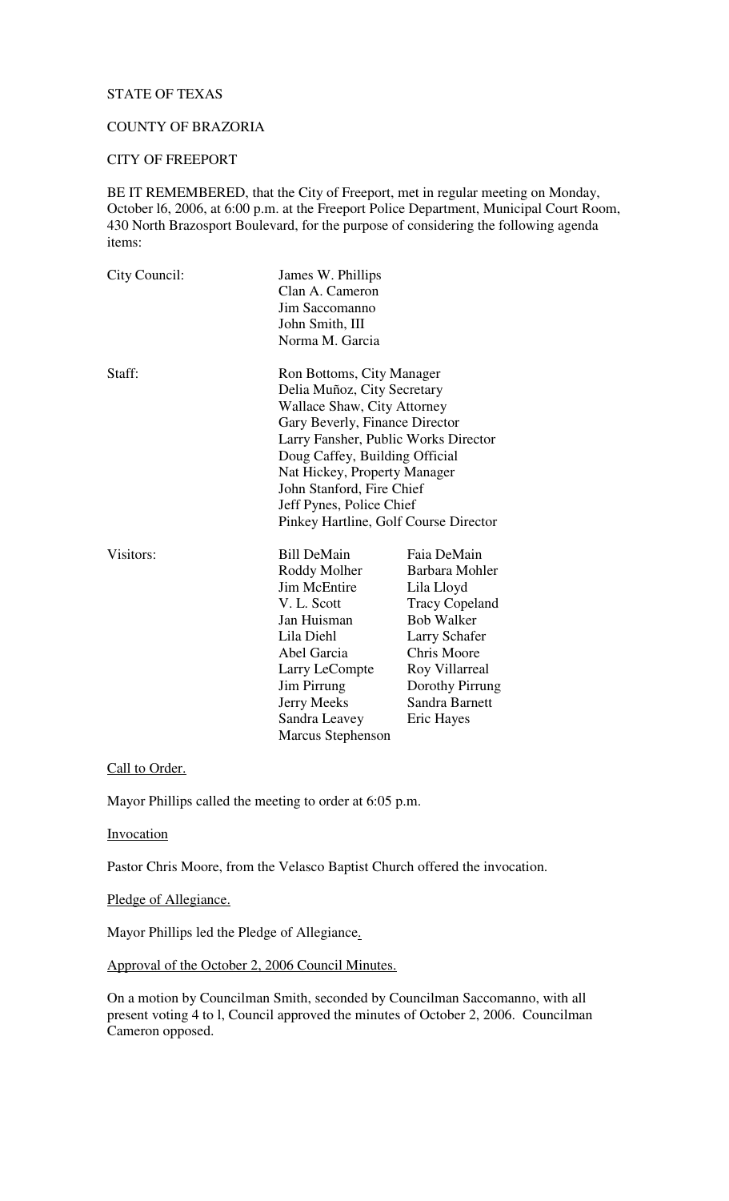STATE OF TEXAS

COUNTY OF BRAZORIA

CITY OF FREEPORT

BE IT REMEMBERED, that the City of Freeport, met in regular meeting on Monday, October l6, 2006, at 6:00 p.m. at the Freeport Police Department, Municipal Court Room, 430 North Brazosport Boulevard, for the purpose of considering the following agenda items:

| | | |
|---|---|---|
| City Council: | James W. Phillips | |
| | Clan A. Cameron | |
| | Jim Saccomanno | |
| | John Smith, III | |
| | Norma M. Garcia | |
| Staff: | Ron Bottoms, City Manager | |
| | Delia Muñoz, City Secretary | |
| | Wallace Shaw, City Attorney | |
| | Gary Beverly, Finance Director | |
| | Larry Fansher, Public Works Director | |
| | Doug Caffey, Building Official | |
| | Nat Hickey, Property Manager | |
| | John Stanford, Fire Chief | |
| | Jeff Pynes, Police Chief | |
| | Pinkey Hartline, Golf Course Director | |
| Visitors: | Bill DeMain | Faia DeMain |
| | Roddy Molher | Barbara Mohler |
| | Jim McEntire | Lila Lloyd |
| | V. L. Scott | Tracy Copeland |
| | Jan Huisman | Bob Walker |
| | Lila Diehl | Larry Schafer |
| | Abel Garcia | Chris Moore |
| | Larry LeCompte | Roy Villarreal |
| | Jim Pirrung | Dorothy Pirrung |
| | Jerry Meeks | Sandra Barnett |
| | Sandra Leavey | Eric Hayes |
| | Marcus Stephenson | |

Call to Order.

Mayor Phillips called the meeting to order at 6:05 p.m.

Invocation

Pastor Chris Moore, from the Velasco Baptist Church offered the invocation.

Pledge of Allegiance.

Mayor Phillips led the Pledge of Allegiance.

Approval of the October 2, 2006 Council Minutes.

On a motion by Councilman Smith, seconded by Councilman Saccomanno, with all present voting 4 to l, Council approved the minutes of October 2, 2006. Councilman Cameron opposed.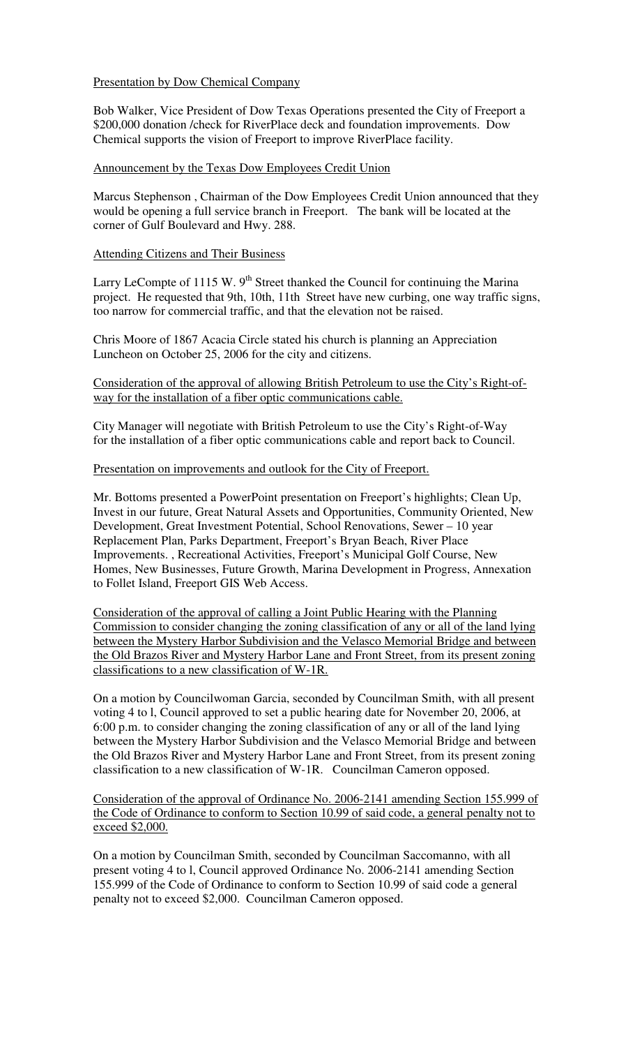Presentation by Dow Chemical Company

Bob Walker, Vice President of Dow Texas Operations presented the City of Freeport a $200,000 donation /check for RiverPlace deck and foundation improvements. Dow Chemical supports the vision of Freeport to improve RiverPlace facility.

Announcement by the Texas Dow Employees Credit Union

Marcus Stephenson , Chairman of the Dow Employees Credit Union announced that they would be opening a full service branch in Freeport. The bank will be located at the corner of Gulf Boulevard and Hwy. 288.

Attending Citizens and Their Business

Larry LeCompte of 1115 W. 9th Street thanked the Council for continuing the Marina project. He requested that 9th, 10th, 11th Street have new curbing, one way traffic signs, too narrow for commercial traffic, and that the elevation not be raised.

Chris Moore of 1867 Acacia Circle stated his church is planning an Appreciation Luncheon on October 25, 2006 for the city and citizens.

Consideration of the approval of allowing British Petroleum to use the City's Right-of-way for the installation of a fiber optic communications cable.

City Manager will negotiate with British Petroleum to use the City's Right-of-Way for the installation of a fiber optic communications cable and report back to Council.

Presentation on improvements and outlook for the City of Freeport.

Mr. Bottoms presented a PowerPoint presentation on Freeport's highlights; Clean Up, Invest in our future, Great Natural Assets and Opportunities, Community Oriented, New Development, Great Investment Potential, School Renovations, Sewer – 10 year Replacement Plan, Parks Department, Freeport's Bryan Beach, River Place Improvements. , Recreational Activities, Freeport's Municipal Golf Course, New Homes, New Businesses, Future Growth, Marina Development in Progress, Annexation to Follet Island, Freeport GIS Web Access.

Consideration of the approval of calling a Joint Public Hearing with the Planning Commission to consider changing the zoning classification of any or all of the land lying between the Mystery Harbor Subdivision and the Velasco Memorial Bridge and between the Old Brazos River and Mystery Harbor Lane and Front Street, from its present zoning classifications to a new classification of W-1R.

On a motion by Councilwoman Garcia, seconded by Councilman Smith, with all present voting 4 to l, Council approved to set a public hearing date for November 20, 2006, at 6:00 p.m. to consider changing the zoning classification of any or all of the land lying between the Mystery Harbor Subdivision and the Velasco Memorial Bridge and between the Old Brazos River and Mystery Harbor Lane and Front Street, from its present zoning classification to a new classification of W-1R. Councilman Cameron opposed.

Consideration of the approval of Ordinance No. 2006-2141 amending Section 155.999 of the Code of Ordinance to conform to Section 10.99 of said code, a general penalty not to exceed $2,000.

On a motion by Councilman Smith, seconded by Councilman Saccomanno, with all present voting 4 to l, Council approved Ordinance No. 2006-2141 amending Section 155.999 of the Code of Ordinance to conform to Section 10.99 of said code a general penalty not to exceed $2,000. Councilman Cameron opposed.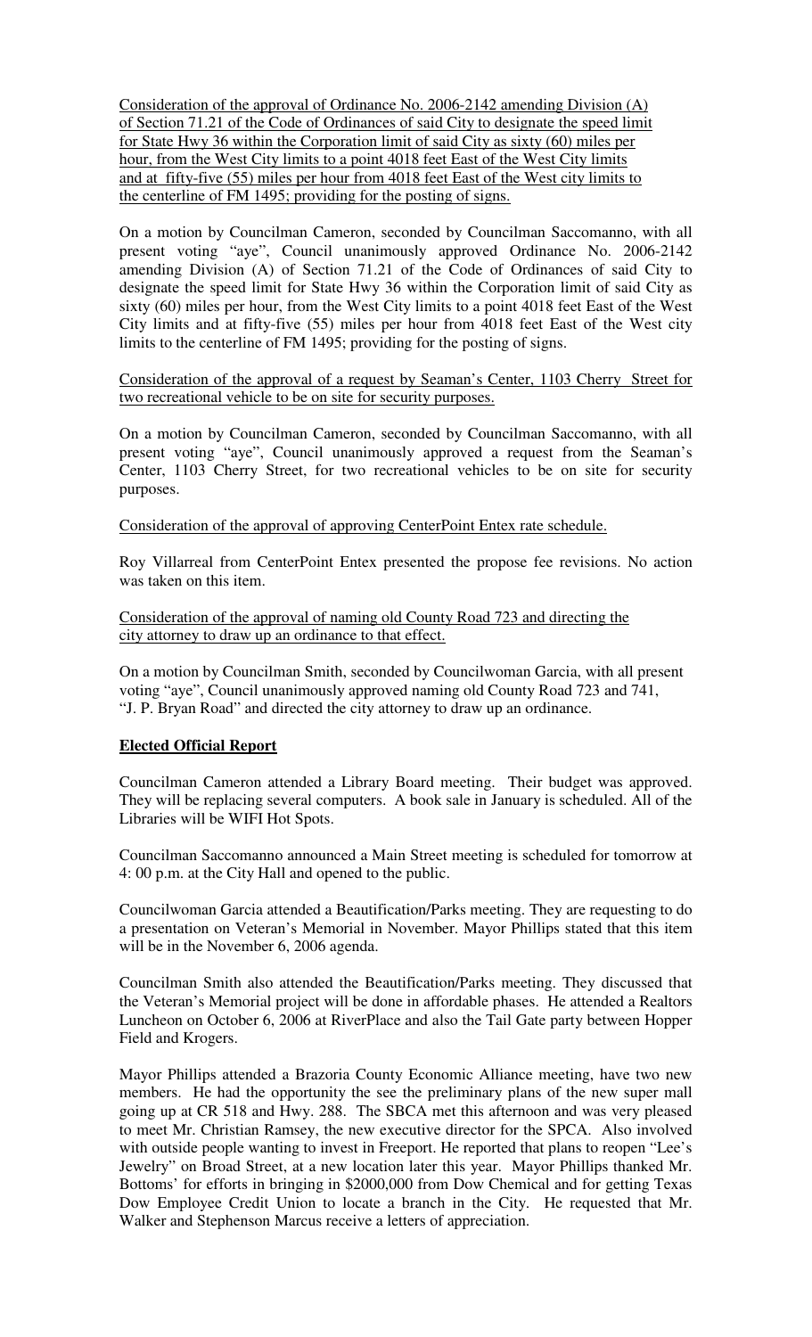Consideration of the approval of Ordinance No. 2006-2142 amending Division (A) of Section 71.21 of the Code of Ordinances of said City to designate the speed limit for State Hwy 36 within the Corporation limit of said City as sixty (60) miles per hour, from the West City limits to a point 4018 feet East of the West City limits and at fifty-five (55) miles per hour from 4018 feet East of the West city limits to the centerline of FM 1495; providing for the posting of signs.

On a motion by Councilman Cameron, seconded by Councilman Saccomanno, with all present voting "aye", Council unanimously approved Ordinance No. 2006-2142 amending Division (A) of Section 71.21 of the Code of Ordinances of said City to designate the speed limit for State Hwy 36 within the Corporation limit of said City as sixty (60) miles per hour, from the West City limits to a point 4018 feet East of the West City limits and at fifty-five (55) miles per hour from 4018 feet East of the West city limits to the centerline of FM 1495; providing for the posting of signs.

Consideration of the approval of a request by Seaman's Center, 1103 Cherry Street for two recreational vehicle to be on site for security purposes.

On a motion by Councilman Cameron, seconded by Councilman Saccomanno, with all present voting "aye", Council unanimously approved a request from the Seaman's Center, 1103 Cherry Street, for two recreational vehicles to be on site for security purposes.

Consideration of the approval of approving CenterPoint Entex rate schedule.

Roy Villarreal from CenterPoint Entex presented the propose fee revisions. No action was taken on this item.

Consideration of the approval of naming old County Road 723 and directing the city attorney to draw up an ordinance to that effect.

On a motion by Councilman Smith, seconded by Councilwoman Garcia, with all present voting "aye", Council unanimously approved naming old County Road 723 and 741, "J. P. Bryan Road" and directed the city attorney to draw up an ordinance.

**Elected Official Report**

Councilman Cameron attended a Library Board meeting. Their budget was approved. They will be replacing several computers. A book sale in January is scheduled. All of the Libraries will be WIFI Hot Spots.

Councilman Saccomanno announced a Main Street meeting is scheduled for tomorrow at 4: 00 p.m. at the City Hall and opened to the public.

Councilwoman Garcia attended a Beautification/Parks meeting. They are requesting to do a presentation on Veteran's Memorial in November. Mayor Phillips stated that this item will be in the November 6, 2006 agenda.

Councilman Smith also attended the Beautification/Parks meeting. They discussed that the Veteran's Memorial project will be done in affordable phases. He attended a Realtors Luncheon on October 6, 2006 at RiverPlace and also the Tail Gate party between Hopper Field and Krogers.

Mayor Phillips attended a Brazoria County Economic Alliance meeting, have two new members. He had the opportunity the see the preliminary plans of the new super mall going up at CR 518 and Hwy. 288. The SBCA met this afternoon and was very pleased to meet Mr. Christian Ramsey, the new executive director for the SPCA. Also involved with outside people wanting to invest in Freeport. He reported that plans to reopen "Lee's Jewelry" on Broad Street, at a new location later this year. Mayor Phillips thanked Mr. Bottoms' for efforts in bringing in $2000,000 from Dow Chemical and for getting Texas Dow Employee Credit Union to locate a branch in the City. He requested that Mr. Walker and Stephenson Marcus receive a letters of appreciation.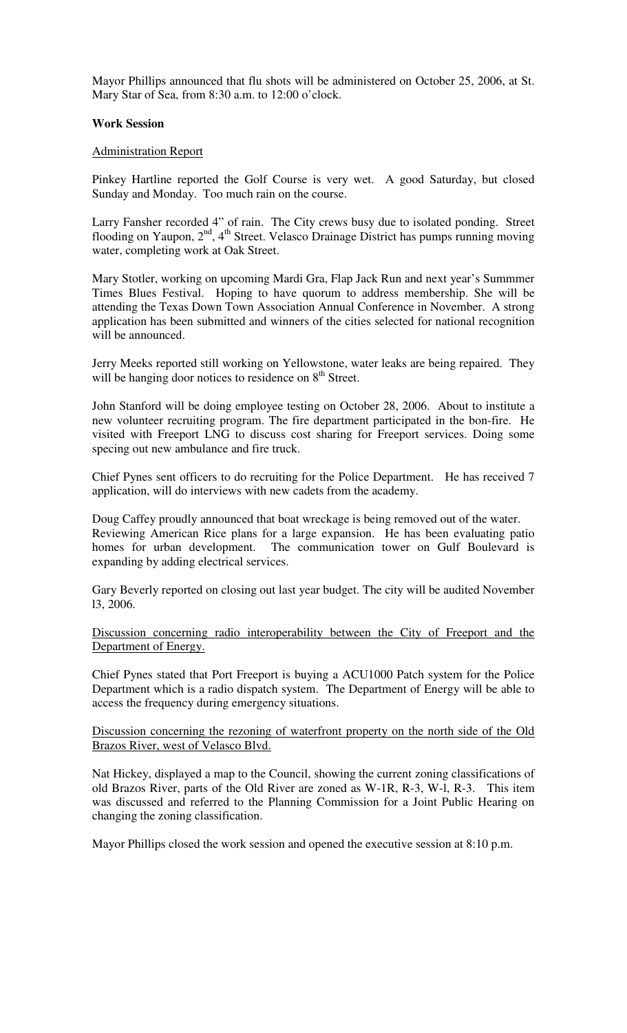Mayor Phillips announced that flu shots will be administered on October 25, 2006, at St. Mary Star of Sea, from 8:30 a.m. to 12:00 o'clock.

**Work Session**

Administration Report

Pinkey Hartline reported the Golf Course is very wet. A good Saturday, but closed Sunday and Monday. Too much rain on the course.

Larry Fansher recorded 4" of rain. The City crews busy due to isolated ponding. Street flooding on Yaupon, 2nd, 4th Street. Velasco Drainage District has pumps running moving water, completing work at Oak Street.

Mary Stotler, working on upcoming Mardi Gra, Flap Jack Run and next year's Summmer Times Blues Festival. Hoping to have quorum to address membership. She will be attending the Texas Down Town Association Annual Conference in November. A strong application has been submitted and winners of the cities selected for national recognition will be announced.

Jerry Meeks reported still working on Yellowstone, water leaks are being repaired. They will be hanging door notices to residence on 8th Street.

John Stanford will be doing employee testing on October 28, 2006. About to institute a new volunteer recruiting program. The fire department participated in the bon-fire. He visited with Freeport LNG to discuss cost sharing for Freeport services. Doing some specing out new ambulance and fire truck.

Chief Pynes sent officers to do recruiting for the Police Department. He has received 7 application, will do interviews with new cadets from the academy.

Doug Caffey proudly announced that boat wreckage is being removed out of the water. Reviewing American Rice plans for a large expansion. He has been evaluating patio homes for urban development. The communication tower on Gulf Boulevard is expanding by adding electrical services.

Gary Beverly reported on closing out last year budget. The city will be audited November l3, 2006.

Discussion concerning radio interoperability between the City of Freeport and the Department of Energy.

Chief Pynes stated that Port Freeport is buying a ACU1000 Patch system for the Police Department which is a radio dispatch system. The Department of Energy will be able to access the frequency during emergency situations.

Discussion concerning the rezoning of waterfront property on the north side of the Old Brazos River, west of Velasco Blvd.

Nat Hickey, displayed a map to the Council, showing the current zoning classifications of old Brazos River, parts of the Old River are zoned as W-1R, R-3, W-l, R-3. This item was discussed and referred to the Planning Commission for a Joint Public Hearing on changing the zoning classification.

Mayor Phillips closed the work session and opened the executive session at 8:10 p.m.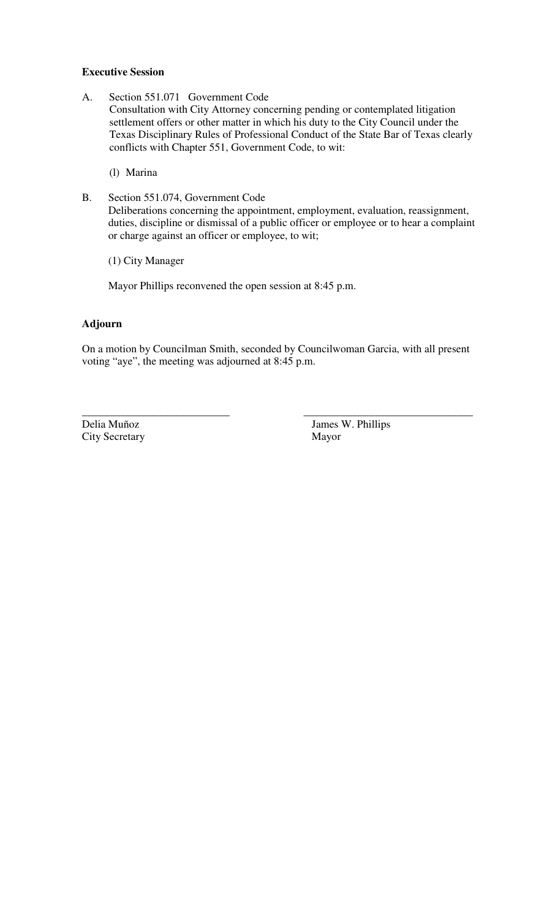**Executive Session**

A. Section 551.071 Government Code
Consultation with City Attorney concerning pending or contemplated litigation settlement offers or other matter in which his duty to the City Council under the Texas Disciplinary Rules of Professional Conduct of the State Bar of Texas clearly conflicts with Chapter 551, Government Code, to wit:

(l) Marina

B. Section 551.074, Government Code
Deliberations concerning the appointment, employment, evaluation, reassignment, duties, discipline or dismissal of a public officer or employee or to hear a complaint or charge against an officer or employee, to wit;

(1) City Manager

Mayor Phillips reconvened the open session at 8:45 p.m.

**Adjourn**

On a motion by Councilman Smith, seconded by Councilwoman Garcia, with all present voting "aye", the meeting was adjourned at 8:45 p.m.

___________________________
Delia Muñoz
City Secretary

_______________________________
James W. Phillips
Mayor